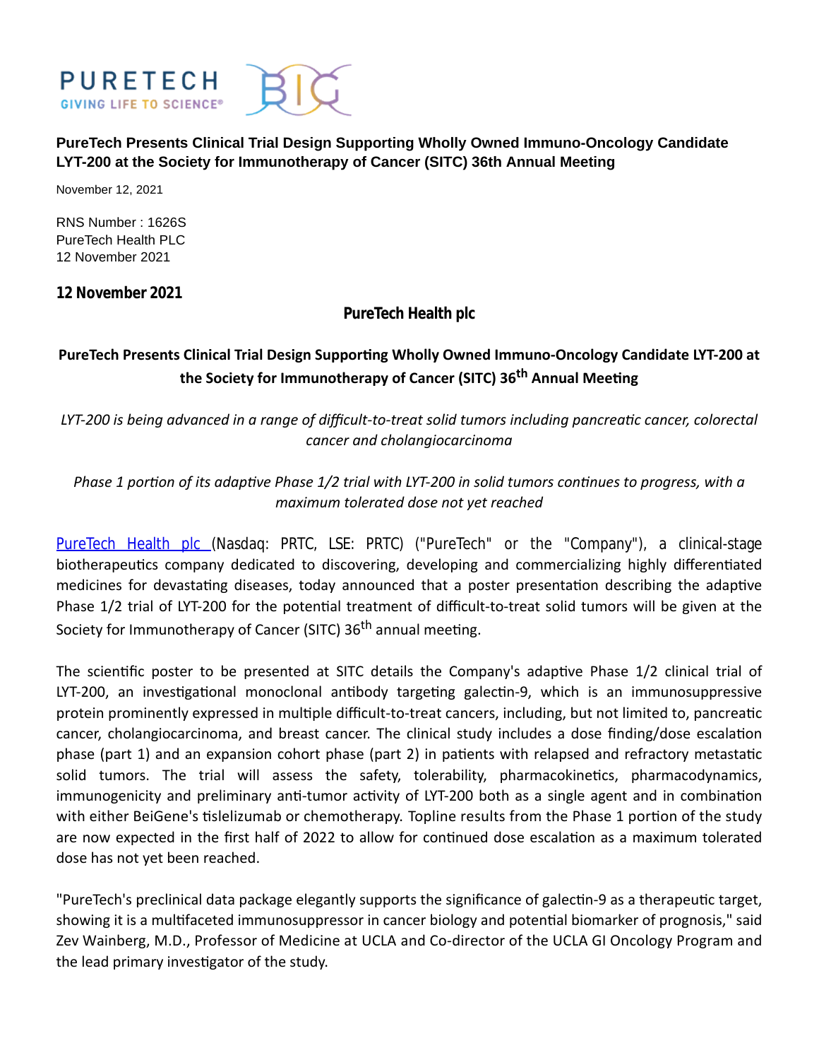**PureTech Presents Clinical Trial Design Supporting Wholly Owned Immuno-Oncology Candidate LYT-200 at the Society for Immunotherapy of Cancer (SITC) 36th Annual Meeting**

November 12, 2021

RNS Number : 1626S
PureTech Health PLC
12 November 2021

**12 November 2021**

**PureTech Health plc**

**PureTech Presents Clinical Trial Design Supporting Wholly Owned Immuno-Oncology Candidate LYT-200 at the Society for Immunotherapy of Cancer (SITC) 36th Annual Meeting**

*LYT-200 is being advanced in a range of difficult-to-treat solid tumors including pancreatic cancer, colorectal cancer and cholangiocarcinoma*

*Phase 1 portion of its adaptive Phase 1/2 trial with LYT-200 in solid tumors continues to progress, with a maximum tolerated dose not yet reached*

PureTech Health plc (Nasdaq: PRTC, LSE: PRTC) ("PureTech" or the "Company"), a clinical-stage biotherapeutics company dedicated to discovering, developing and commercializing highly differentiated medicines for devastating diseases, today announced that a poster presentation describing the adaptive Phase 1/2 trial of LYT-200 for the potential treatment of difficult-to-treat solid tumors will be given at the Society for Immunotherapy of Cancer (SITC) 36th annual meeting.

The scientific poster to be presented at SITC details the Company's adaptive Phase 1/2 clinical trial of LYT-200, an investigational monoclonal antibody targeting galectin-9, which is an immunosuppressive protein prominently expressed in multiple difficult-to-treat cancers, including, but not limited to, pancreatic cancer, cholangiocarcinoma, and breast cancer. The clinical study includes a dose finding/dose escalation phase (part 1) and an expansion cohort phase (part 2) in patients with relapsed and refractory metastatic solid tumors. The trial will assess the safety, tolerability, pharmacokinetics, pharmacodynamics, immunogenicity and preliminary anti-tumor activity of LYT-200 both as a single agent and in combination with either BeiGene's tislelizumab or chemotherapy. Topline results from the Phase 1 portion of the study are now expected in the first half of 2022 to allow for continued dose escalation as a maximum tolerated dose has not yet been reached.

"PureTech's preclinical data package elegantly supports the significance of galectin-9 as a therapeutic target, showing it is a multifaceted immunosuppressor in cancer biology and potential biomarker of prognosis," said Zev Wainberg, M.D., Professor of Medicine at UCLA and Co-director of the UCLA GI Oncology Program and the lead primary investigator of the study.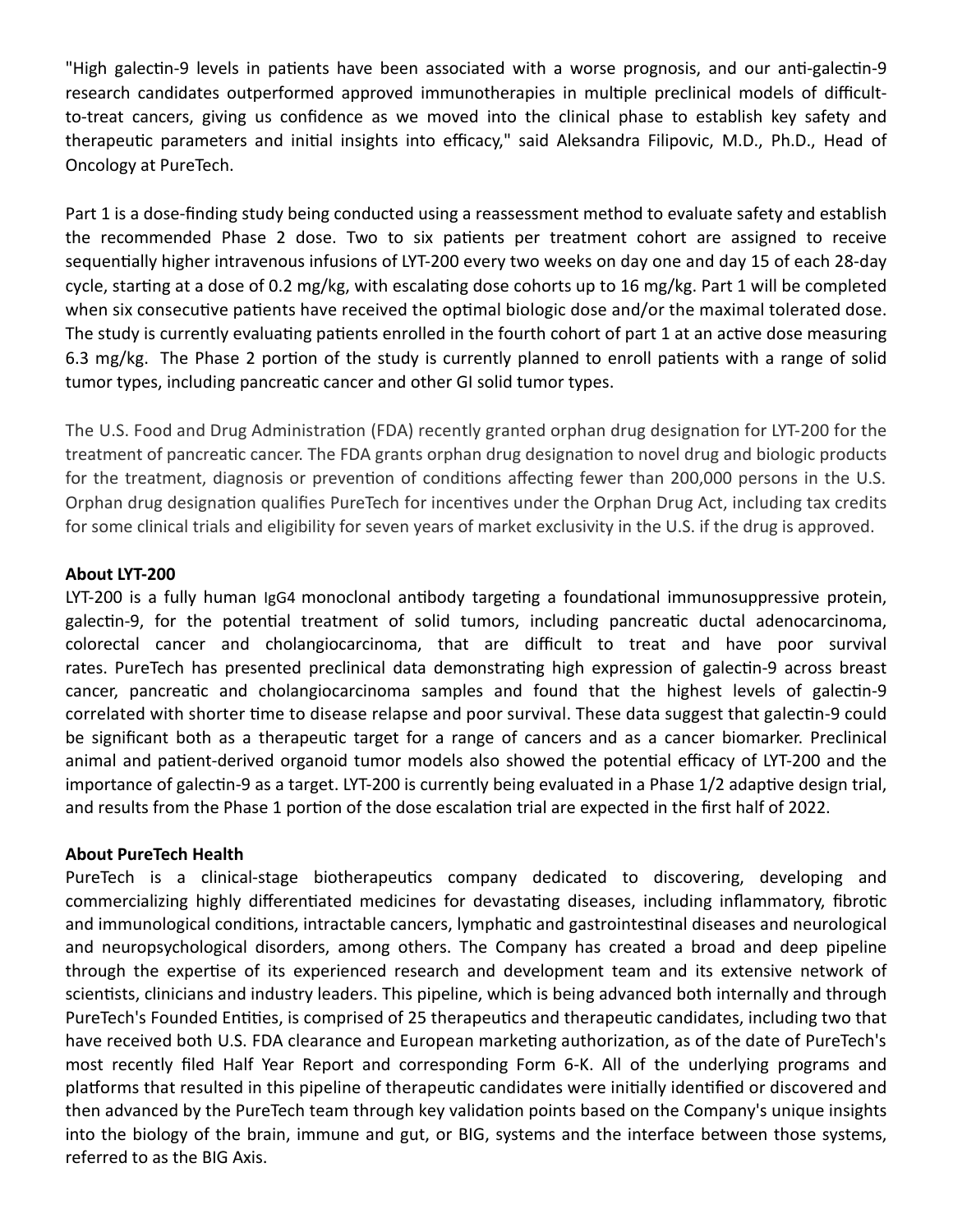"High galectin-9 levels in patients have been associated with a worse prognosis, and our anti-galectin-9 research candidates outperformed approved immunotherapies in multiple preclinical models of difficult-to-treat cancers, giving us confidence as we moved into the clinical phase to establish key safety and therapeutic parameters and initial insights into efficacy," said Aleksandra Filipovic, M.D., Ph.D., Head of Oncology at PureTech.

Part 1 is a dose-finding study being conducted using a reassessment method to evaluate safety and establish the recommended Phase 2 dose. Two to six patients per treatment cohort are assigned to receive sequentially higher intravenous infusions of LYT-200 every two weeks on day one and day 15 of each 28-day cycle, starting at a dose of 0.2 mg/kg, with escalating dose cohorts up to 16 mg/kg. Part 1 will be completed when six consecutive patients have received the optimal biologic dose and/or the maximal tolerated dose. The study is currently evaluating patients enrolled in the fourth cohort of part 1 at an active dose measuring 6.3 mg/kg. The Phase 2 portion of the study is currently planned to enroll patients with a range of solid tumor types, including pancreatic cancer and other GI solid tumor types.

The U.S. Food and Drug Administration (FDA) recently granted orphan drug designation for LYT-200 for the treatment of pancreatic cancer. The FDA grants orphan drug designation to novel drug and biologic products for the treatment, diagnosis or prevention of conditions affecting fewer than 200,000 persons in the U.S. Orphan drug designation qualifies PureTech for incentives under the Orphan Drug Act, including tax credits for some clinical trials and eligibility for seven years of market exclusivity in the U.S. if the drug is approved.

**About LYT-200**

LYT-200 is a fully human IgG4 monoclonal antibody targeting a foundational immunosuppressive protein, galectin-9, for the potential treatment of solid tumors, including pancreatic ductal adenocarcinoma, colorectal cancer and cholangiocarcinoma, that are difficult to treat and have poor survival rates. PureTech has presented preclinical data demonstrating high expression of galectin-9 across breast cancer, pancreatic and cholangiocarcinoma samples and found that the highest levels of galectin-9 correlated with shorter time to disease relapse and poor survival. These data suggest that galectin-9 could be significant both as a therapeutic target for a range of cancers and as a cancer biomarker. Preclinical animal and patient-derived organoid tumor models also showed the potential efficacy of LYT-200 and the importance of galectin-9 as a target. LYT-200 is currently being evaluated in a Phase 1/2 adaptive design trial, and results from the Phase 1 portion of the dose escalation trial are expected in the first half of 2022.

**About PureTech Health**

PureTech is a clinical-stage biotherapeutics company dedicated to discovering, developing and commercializing highly differentiated medicines for devastating diseases, including inflammatory, fibrotic and immunological conditions, intractable cancers, lymphatic and gastrointestinal diseases and neurological and neuropsychological disorders, among others. The Company has created a broad and deep pipeline through the expertise of its experienced research and development team and its extensive network of scientists, clinicians and industry leaders. This pipeline, which is being advanced both internally and through PureTech's Founded Entities, is comprised of 25 therapeutics and therapeutic candidates, including two that have received both U.S. FDA clearance and European marketing authorization, as of the date of PureTech's most recently filed Half Year Report and corresponding Form 6-K. All of the underlying programs and platforms that resulted in this pipeline of therapeutic candidates were initially identified or discovered and then advanced by the PureTech team through key validation points based on the Company's unique insights into the biology of the brain, immune and gut, or BIG, systems and the interface between those systems, referred to as the BIG Axis.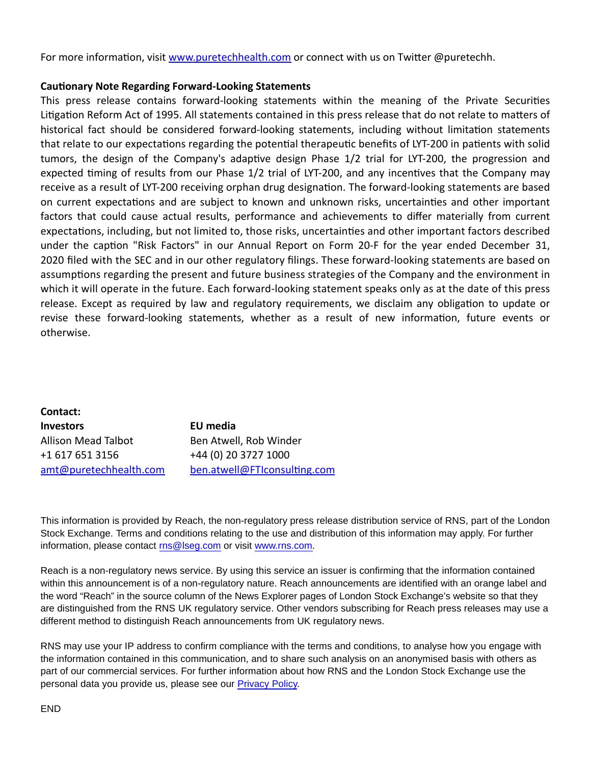For more information, visit www.puretechhealth.com or connect with us on Twitter @puretechh.

**Cautionary Note Regarding Forward-Looking Statements**

This press release contains forward-looking statements within the meaning of the Private Securities Litigation Reform Act of 1995. All statements contained in this press release that do not relate to matters of historical fact should be considered forward-looking statements, including without limitation statements that relate to our expectations regarding the potential therapeutic benefits of LYT-200 in patients with solid tumors, the design of the Company's adaptive design Phase 1/2 trial for LYT-200, the progression and expected timing of results from our Phase 1/2 trial of LYT-200, and any incentives that the Company may receive as a result of LYT-200 receiving orphan drug designation. The forward-looking statements are based on current expectations and are subject to known and unknown risks, uncertainties and other important factors that could cause actual results, performance and achievements to differ materially from current expectations, including, but not limited to, those risks, uncertainties and other important factors described under the caption "Risk Factors" in our Annual Report on Form 20-F for the year ended December 31, 2020 filed with the SEC and in our other regulatory filings. These forward-looking statements are based on assumptions regarding the present and future business strategies of the Company and the environment in which it will operate in the future. Each forward-looking statement speaks only as at the date of this press release. Except as required by law and regulatory requirements, we disclaim any obligation to update or revise these forward-looking statements, whether as a result of new information, future events or otherwise.

**Contact:**

| **Investors** | **EU media** |
|---|---|
| Allison Mead Talbot | Ben Atwell, Rob Winder |
| +1 617 651 3156 | +44 (0) 20 3727 1000 |
| amt@puretechhealth.com | ben.atwell@FTIconsulting.com |

This information is provided by Reach, the non-regulatory press release distribution service of RNS, part of the London Stock Exchange. Terms and conditions relating to the use and distribution of this information may apply. For further information, please contact rns@lseg.com or visit www.rns.com.

Reach is a non-regulatory news service. By using this service an issuer is confirming that the information contained within this announcement is of a non-regulatory nature. Reach announcements are identified with an orange label and the word "Reach" in the source column of the News Explorer pages of London Stock Exchange's website so that they are distinguished from the RNS UK regulatory service. Other vendors subscribing for Reach press releases may use a different method to distinguish Reach announcements from UK regulatory news.

RNS may use your IP address to confirm compliance with the terms and conditions, to analyse how you engage with the information contained in this communication, and to share such analysis on an anonymised basis with others as part of our commercial services. For further information about how RNS and the London Stock Exchange use the personal data you provide us, please see our Privacy Policy.

END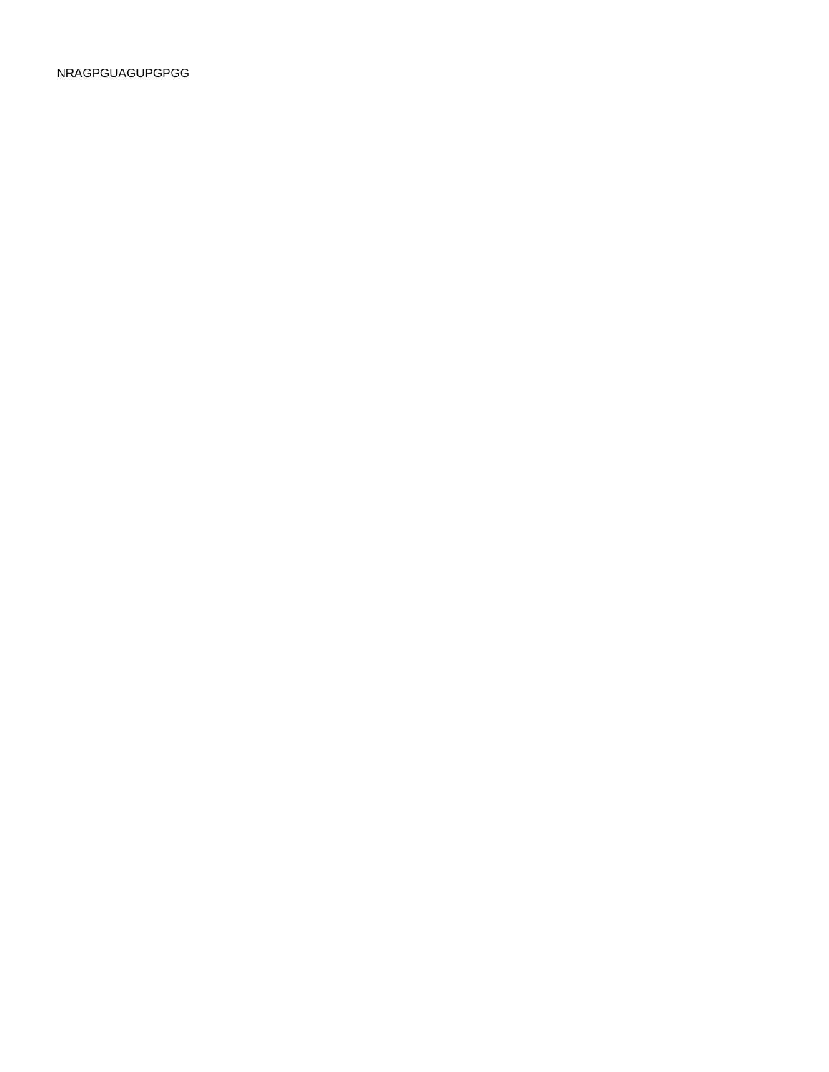NRAGPGUAGUPGPGG